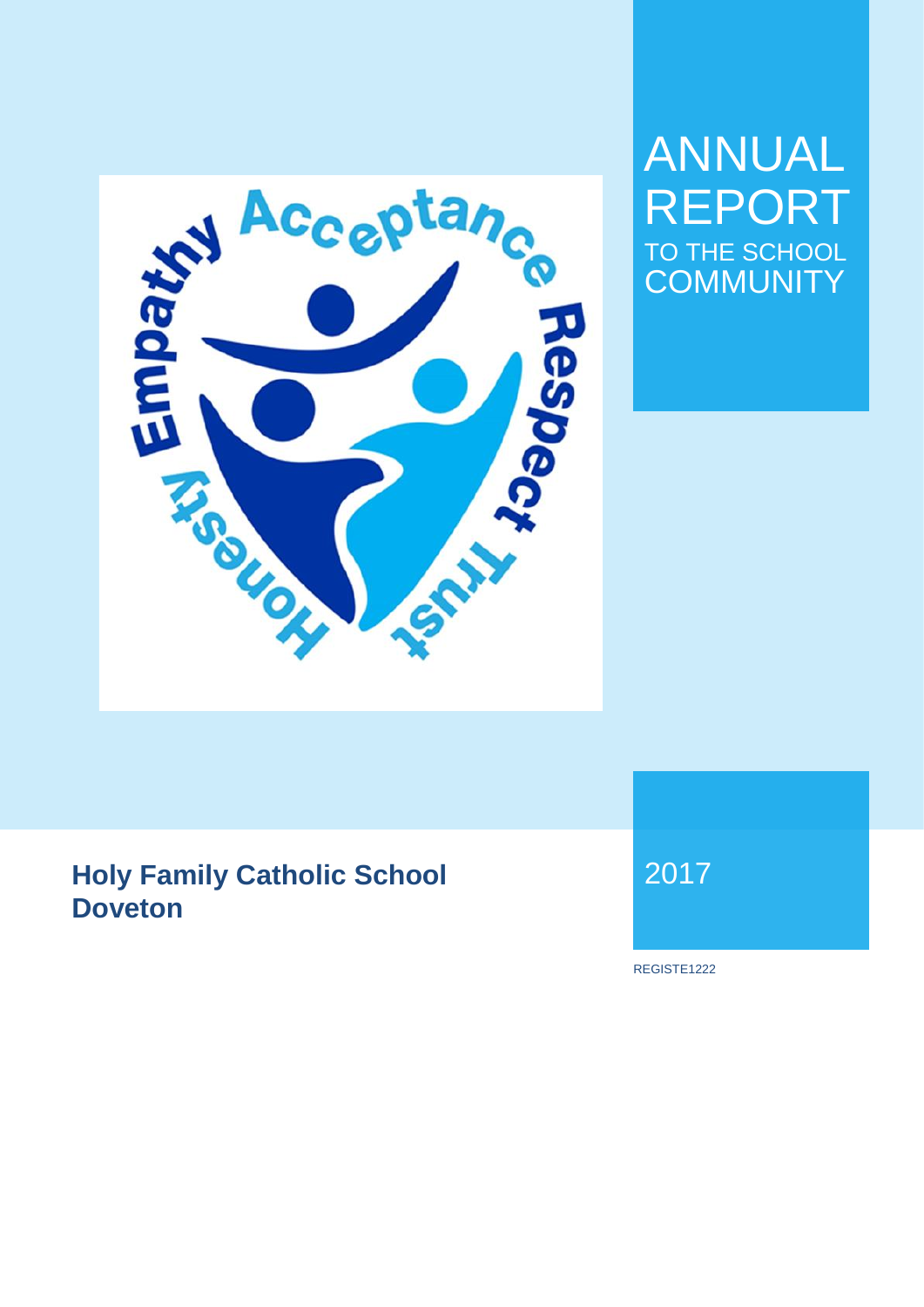# ANNUAL REPORT

## TO THE SCHOOL COMMUNITY

**Holy Family Catholic School Doveton**

2017

REGISTE1222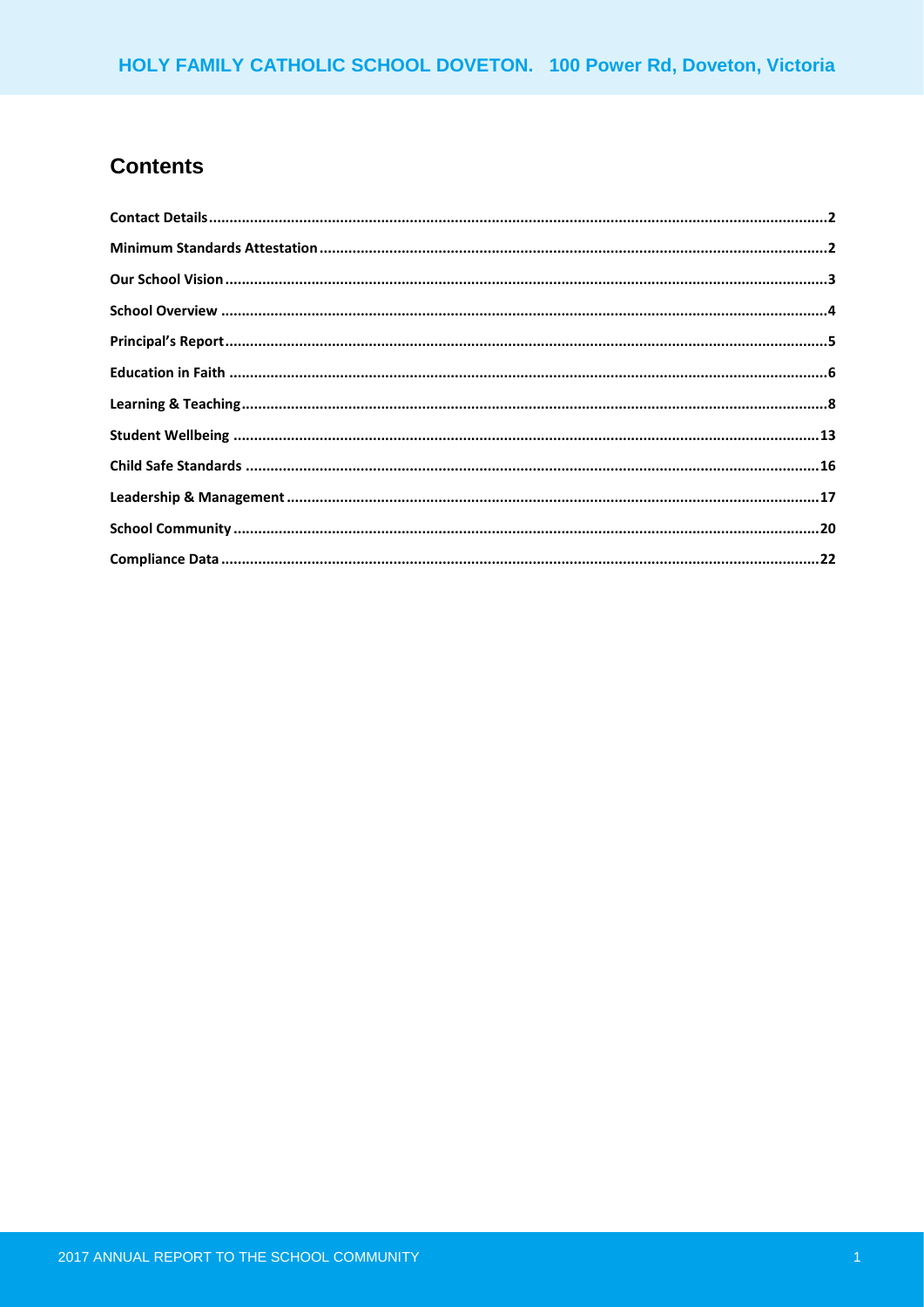## Contents

- Contact Details....2
- Minimum Standards Attestation....2
- Our School Vision....3
- School Overview....4
- Principal's Report....5
- Education in Faith....6
- Learning & Teaching....8
- Student Wellbeing....13
- Child Safe Standards....16
- Leadership & Management....17
- School Community....20
- Compliance Data....22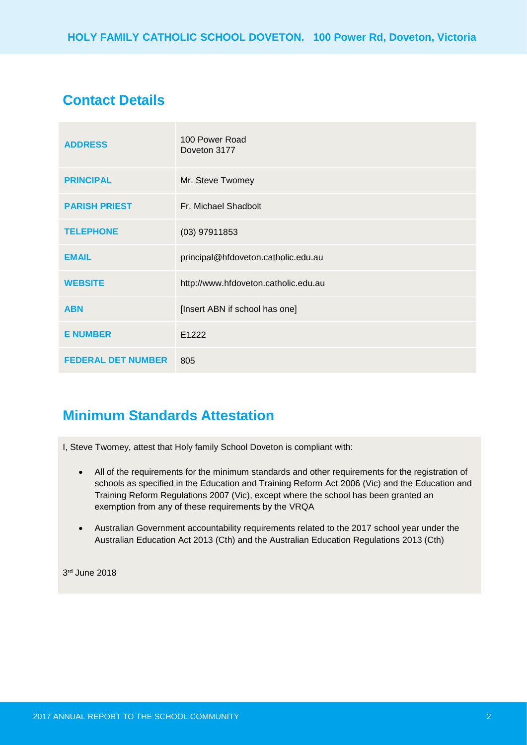## Contact Details

| | |
|---|---|
| **ADDRESS** | 100 Power Road<br>Doveton 3177 |
| **PRINCIPAL** | Mr. Steve Twomey |
| **PARISH PRIEST** | Fr. Michael Shadbolt |
| **TELEPHONE** | (03) 97911853 |
| **EMAIL** | principal@hfdoveton.catholic.edu.au |
| **WEBSITE** | http://www.hfdoveton.catholic.edu.au |
| **ABN** | [Insert ABN if school has one] |
| **E NUMBER** | E1222 |
| **FEDERAL DET NUMBER** | 805 |

## Minimum Standards Attestation

I, Steve Twomey, attest that Holy family School Doveton is compliant with:

- All of the requirements for the minimum standards and other requirements for the registration of schools as specified in the Education and Training Reform Act 2006 (Vic) and the Education and Training Reform Regulations 2007 (Vic), except where the school has been granted an exemption from any of these requirements by the VRQA
- Australian Government accountability requirements related to the 2017 school year under the Australian Education Act 2013 (Cth) and the Australian Education Regulations 2013 (Cth)

3rd June 2018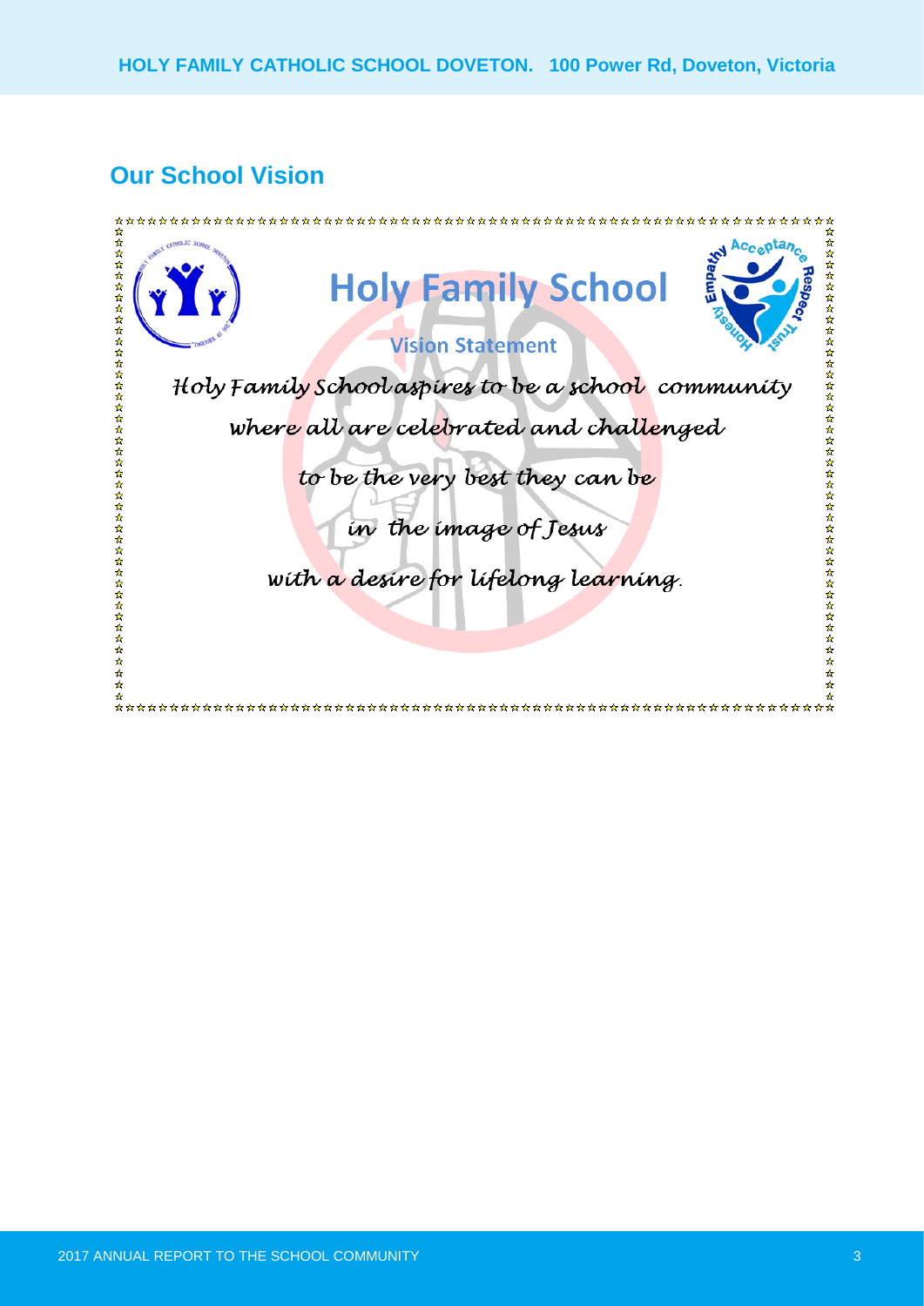## Our School Vision

# Holy Family School

### Vision Statement

*Holy Family School aspires to be a school community*

*where all are celebrated and challenged*

*to be the very best they can be*

*in the image of Jesus*

*with a desire for lifelong learning.*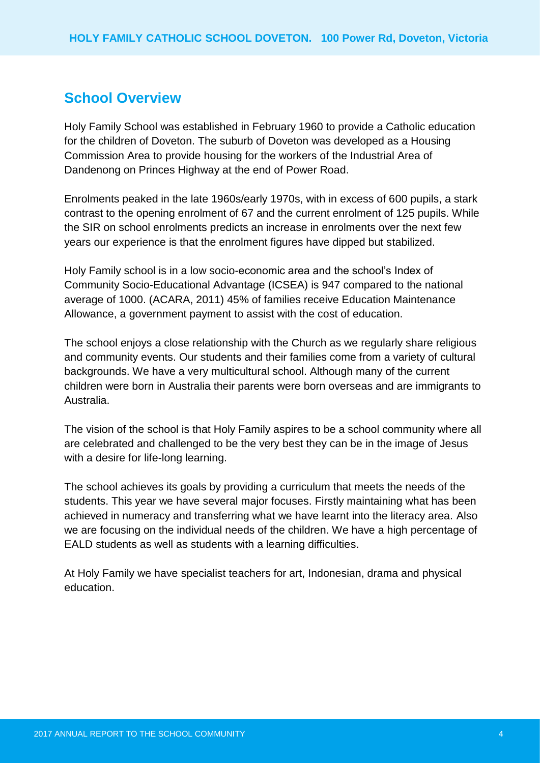## School Overview

Holy Family School was established in February 1960 to provide a Catholic education for the children of Doveton. The suburb of Doveton was developed as a Housing Commission Area to provide housing for the workers of the Industrial Area of Dandenong on Princes Highway at the end of Power Road.

Enrolments peaked in the late 1960s/early 1970s, with in excess of 600 pupils, a stark contrast to the opening enrolment of 67 and the current enrolment of 125 pupils. While the SIR on school enrolments predicts an increase in enrolments over the next few years our experience is that the enrolment figures have dipped but stabilized.

Holy Family school is in a low socio-economic area and the school's Index of Community Socio-Educational Advantage (ICSEA) is 947 compared to the national average of 1000. (ACARA, 2011) 45% of families receive Education Maintenance Allowance, a government payment to assist with the cost of education.

The school enjoys a close relationship with the Church as we regularly share religious and community events. Our students and their families come from a variety of cultural backgrounds. We have a very multicultural school. Although many of the current children were born in Australia their parents were born overseas and are immigrants to Australia.

The vision of the school is that Holy Family aspires to be a school community where all are celebrated and challenged to be the very best they can be in the image of Jesus with a desire for life-long learning.

The school achieves its goals by providing a curriculum that meets the needs of the students. This year we have several major focuses. Firstly maintaining what has been achieved in numeracy and transferring what we have learnt into the literacy area. Also we are focusing on the individual needs of the children. We have a high percentage of EALD students as well as students with a learning difficulties.

At Holy Family we have specialist teachers for art, Indonesian, drama and physical education.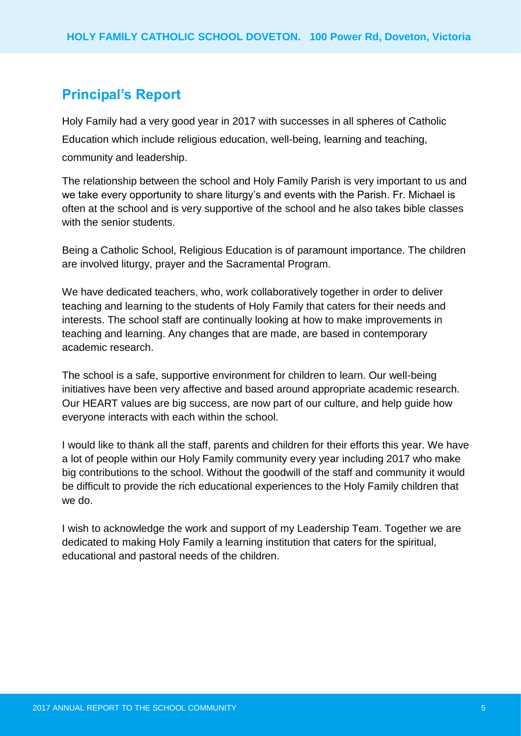## Principal's Report

Holy Family had a very good year in 2017 with successes in all spheres of Catholic Education which include religious education, well-being, learning and teaching, community and leadership.

The relationship between the school and Holy Family Parish is very important to us and we take every opportunity to share liturgy's and events with the Parish. Fr. Michael is often at the school and is very supportive of the school and he also takes bible classes with the senior students.

Being a Catholic School, Religious Education is of paramount importance. The children are involved liturgy, prayer and the Sacramental Program.

We have dedicated teachers, who, work collaboratively together in order to deliver teaching and learning to the students of Holy Family that caters for their needs and interests. The school staff are continually looking at how to make improvements in teaching and learning. Any changes that are made, are based in contemporary academic research.

The school is a safe, supportive environment for children to learn. Our well-being initiatives have been very affective and based around appropriate academic research. Our HEART values are big success, are now part of our culture, and help guide how everyone interacts with each within the school.

I would like to thank all the staff, parents and children for their efforts this year. We have a lot of people within our Holy Family community every year including 2017 who make big contributions to the school. Without the goodwill of the staff and community it would be difficult to provide the rich educational experiences to the Holy Family children that we do.

I wish to acknowledge the work and support of my Leadership Team. Together we are dedicated to making Holy Family a learning institution that caters for the spiritual, educational and pastoral needs of the children.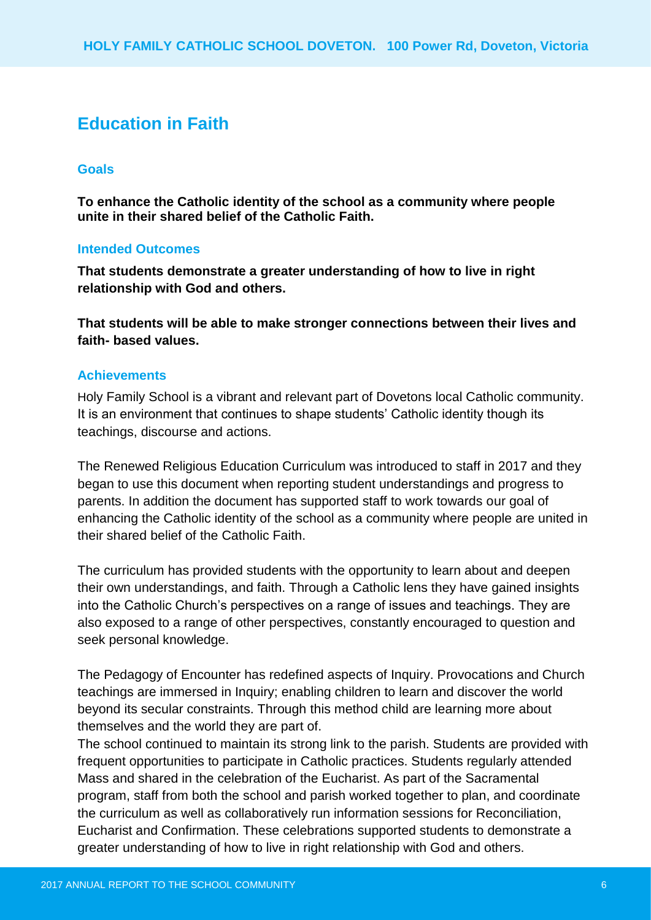## Education in Faith

### Goals

**To enhance the Catholic identity of the school as a community where people unite in their shared belief of the Catholic Faith.**

### Intended Outcomes

**That students demonstrate a greater understanding of how to live in right relationship with God and others.**

**That students will be able to make stronger connections between their lives and faith- based values.**

### Achievements

Holy Family School is a vibrant and relevant part of Dovetons local Catholic community. It is an environment that continues to shape students' Catholic identity though its teachings, discourse and actions.

The Renewed Religious Education Curriculum was introduced to staff in 2017 and they began to use this document when reporting student understandings and progress to parents. In addition the document has supported staff to work towards our goal of enhancing the Catholic identity of the school as a community where people are united in their shared belief of the Catholic Faith.

The curriculum has provided students with the opportunity to learn about and deepen their own understandings, and faith. Through a Catholic lens they have gained insights into the Catholic Church's perspectives on a range of issues and teachings. They are also exposed to a range of other perspectives, constantly encouraged to question and seek personal knowledge.

The Pedagogy of Encounter has redefined aspects of Inquiry. Provocations and Church teachings are immersed in Inquiry; enabling children to learn and discover the world beyond its secular constraints. Through this method child are learning more about themselves and the world they are part of.

The school continued to maintain its strong link to the parish. Students are provided with frequent opportunities to participate in Catholic practices. Students regularly attended Mass and shared in the celebration of the Eucharist. As part of the Sacramental program, staff from both the school and parish worked together to plan, and coordinate the curriculum as well as collaboratively run information sessions for Reconciliation, Eucharist and Confirmation. These celebrations supported students to demonstrate a greater understanding of how to live in right relationship with God and others.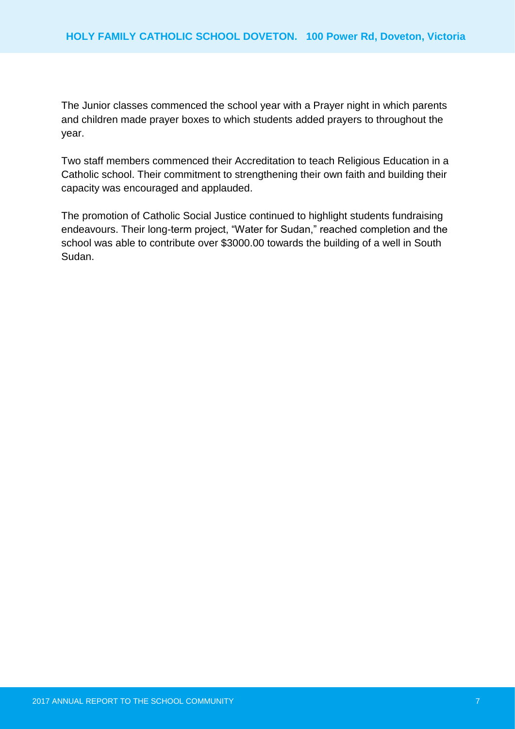The Junior classes commenced the school year with a Prayer night in which parents and children made prayer boxes to which students added prayers to throughout the year.

Two staff members commenced their Accreditation to teach Religious Education in a Catholic school. Their commitment to strengthening their own faith and building their capacity was encouraged and applauded.

The promotion of Catholic Social Justice continued to highlight students fundraising endeavours. Their long-term project, "Water for Sudan," reached completion and the school was able to contribute over $3000.00 towards the building of a well in South Sudan.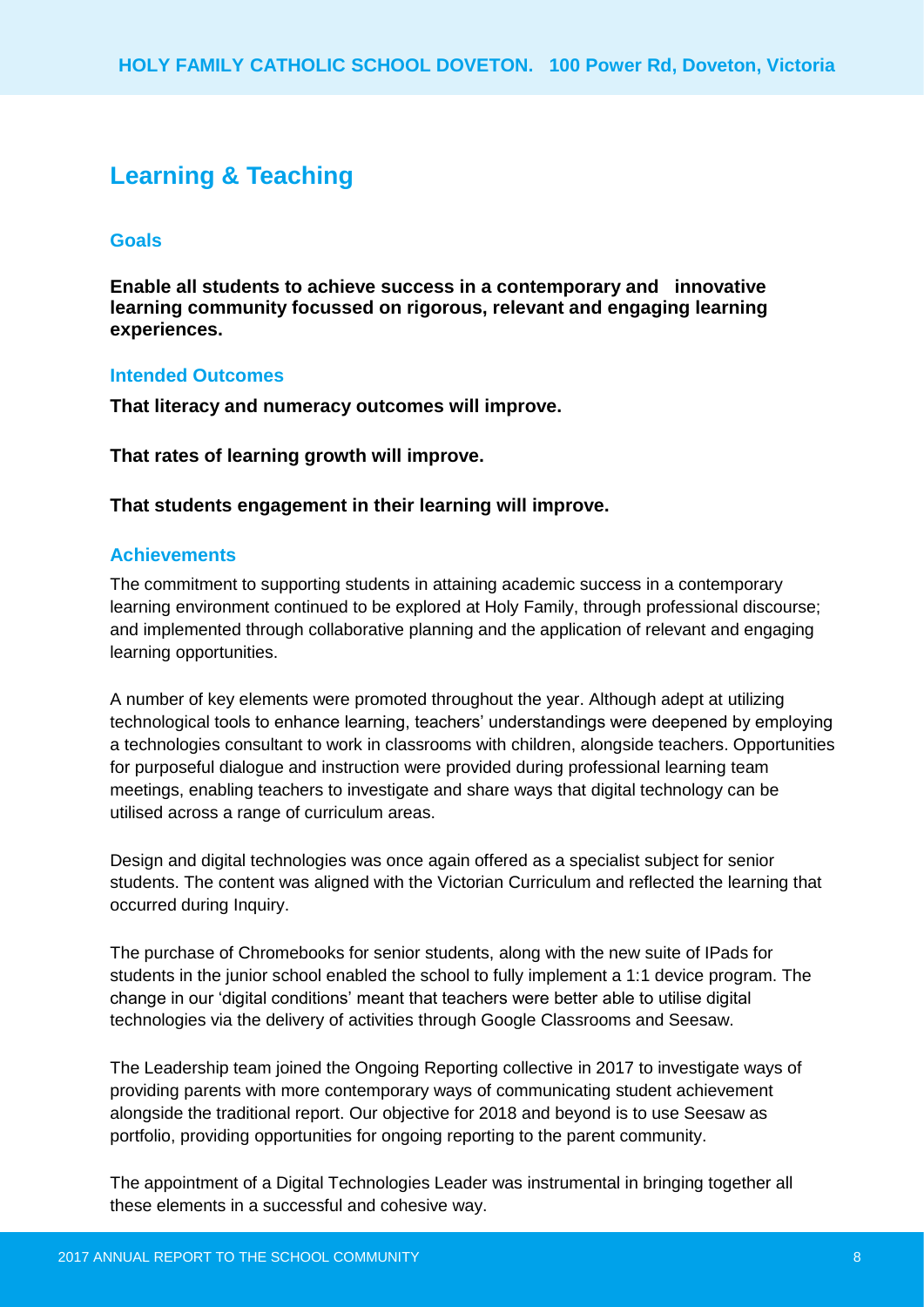## Learning & Teaching

### Goals

**Enable all students to achieve success in a contemporary and innovative learning community focussed on rigorous, relevant and engaging learning experiences.**

### Intended Outcomes

**That literacy and numeracy outcomes will improve.**

**That rates of learning growth will improve.**

**That students engagement in their learning will improve.**

### Achievements

The commitment to supporting students in attaining academic success in a contemporary learning environment continued to be explored at Holy Family, through professional discourse; and implemented through collaborative planning and the application of relevant and engaging learning opportunities.

A number of key elements were promoted throughout the year. Although adept at utilizing technological tools to enhance learning, teachers' understandings were deepened by employing a technologies consultant to work in classrooms with children, alongside teachers. Opportunities for purposeful dialogue and instruction were provided during professional learning team meetings, enabling teachers to investigate and share ways that digital technology can be utilised across a range of curriculum areas.

Design and digital technologies was once again offered as a specialist subject for senior students. The content was aligned with the Victorian Curriculum and reflected the learning that occurred during Inquiry.

The purchase of Chromebooks for senior students, along with the new suite of IPads for students in the junior school enabled the school to fully implement a 1:1 device program. The change in our 'digital conditions' meant that teachers were better able to utilise digital technologies via the delivery of activities through Google Classrooms and Seesaw.

The Leadership team joined the Ongoing Reporting collective in 2017 to investigate ways of providing parents with more contemporary ways of communicating student achievement alongside the traditional report. Our objective for 2018 and beyond is to use Seesaw as portfolio, providing opportunities for ongoing reporting to the parent community.

The appointment of a Digital Technologies Leader was instrumental in bringing together all these elements in a successful and cohesive way.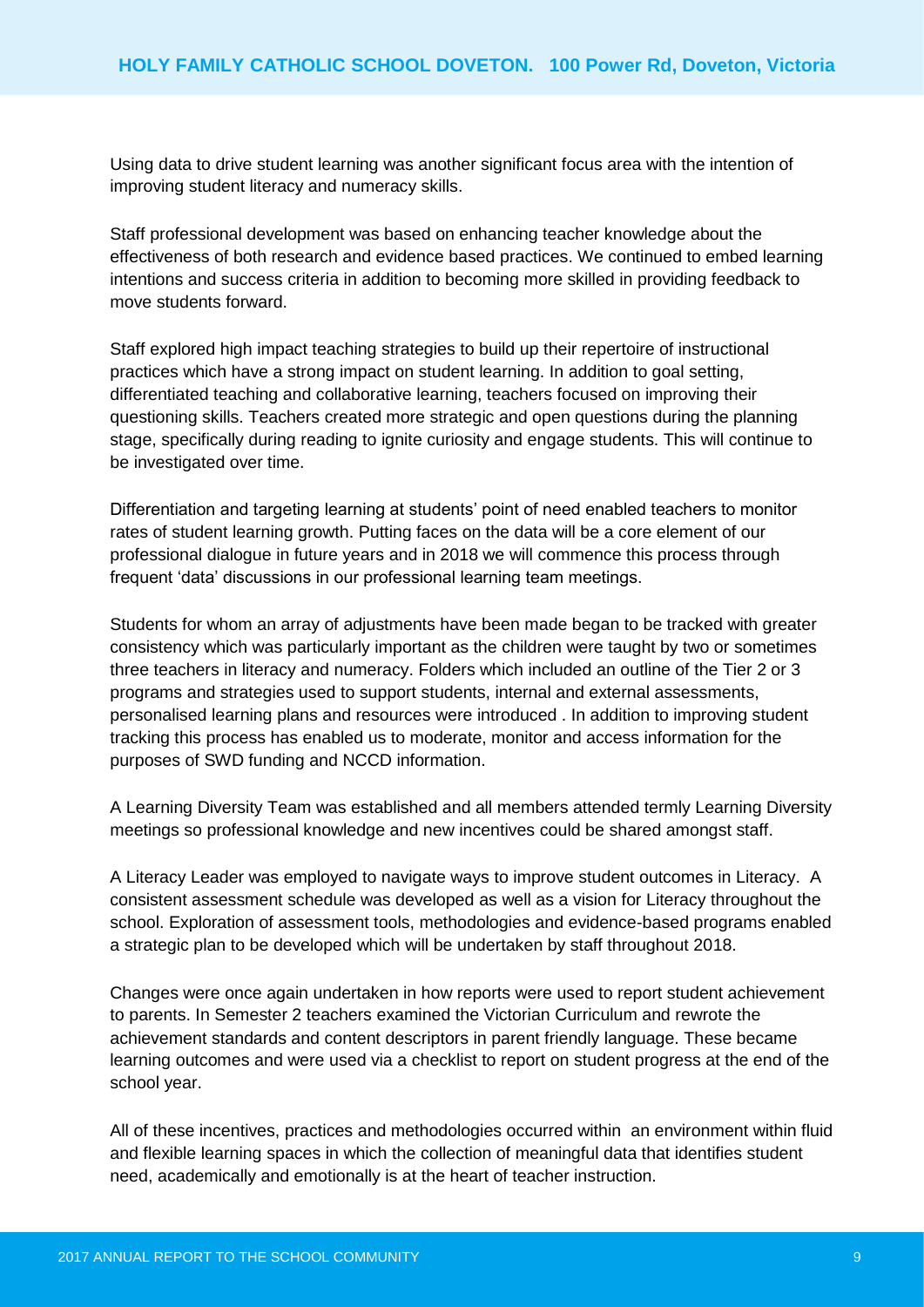Using data to drive student learning was another significant focus area with the intention of improving student literacy and numeracy skills.

Staff professional development was based on enhancing teacher knowledge about the effectiveness of both research and evidence based practices. We continued to embed learning intentions and success criteria in addition to becoming more skilled in providing feedback to move students forward.

Staff explored high impact teaching strategies to build up their repertoire of instructional practices which have a strong impact on student learning. In addition to goal setting, differentiated teaching and collaborative learning, teachers focused on improving their questioning skills. Teachers created more strategic and open questions during the planning stage, specifically during reading to ignite curiosity and engage students. This will continue to be investigated over time.

Differentiation and targeting learning at students' point of need enabled teachers to monitor rates of student learning growth. Putting faces on the data will be a core element of our professional dialogue in future years and in 2018 we will commence this process through frequent 'data' discussions in our professional learning team meetings.

Students for whom an array of adjustments have been made began to be tracked with greater consistency which was particularly important as the children were taught by two or sometimes three teachers in literacy and numeracy. Folders which included an outline of the Tier 2 or 3 programs and strategies used to support students, internal and external assessments, personalised learning plans and resources were introduced . In addition to improving student tracking this process has enabled us to moderate, monitor and access information for the purposes of SWD funding and NCCD information.

A Learning Diversity Team was established and all members attended termly Learning Diversity meetings so professional knowledge and new incentives could be shared amongst staff.

A Literacy Leader was employed to navigate ways to improve student outcomes in Literacy. A consistent assessment schedule was developed as well as a vision for Literacy throughout the school. Exploration of assessment tools, methodologies and evidence-based programs enabled a strategic plan to be developed which will be undertaken by staff throughout 2018.

Changes were once again undertaken in how reports were used to report student achievement to parents. In Semester 2 teachers examined the Victorian Curriculum and rewrote the achievement standards and content descriptors in parent friendly language. These became learning outcomes and were used via a checklist to report on student progress at the end of the school year.

All of these incentives, practices and methodologies occurred within an environment within fluid and flexible learning spaces in which the collection of meaningful data that identifies student need, academically and emotionally is at the heart of teacher instruction.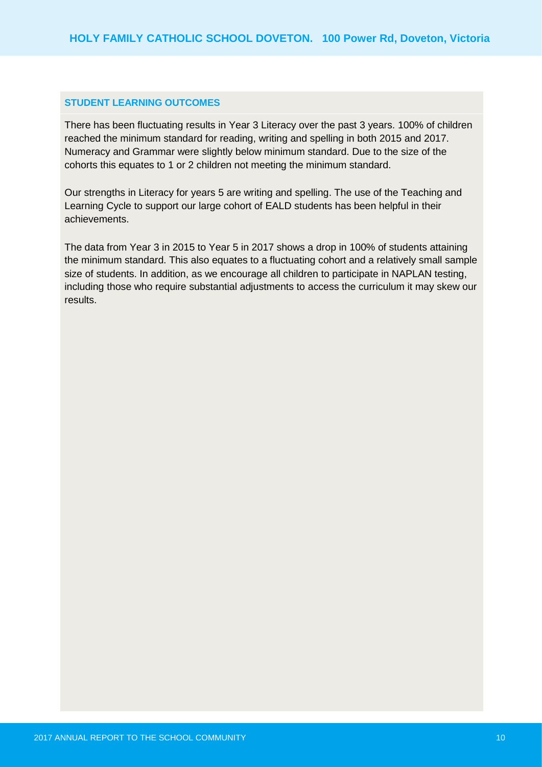## STUDENT LEARNING OUTCOMES

There has been fluctuating results in Year 3 Literacy over the past 3 years. 100% of children reached the minimum standard for reading, writing and spelling in both 2015 and 2017. Numeracy and Grammar were slightly below minimum standard. Due to the size of the cohorts this equates to 1 or 2 children not meeting the minimum standard.

Our strengths in Literacy for years 5 are writing and spelling. The use of the Teaching and Learning Cycle to support our large cohort of EALD students has been helpful in their achievements.

The data from Year 3 in 2015 to Year 5 in 2017 shows a drop in 100% of students attaining the minimum standard. This also equates to a fluctuating cohort and a relatively small sample size of students. In addition, as we encourage all children to participate in NAPLAN testing, including those who require substantial adjustments to access the curriculum it may skew our results.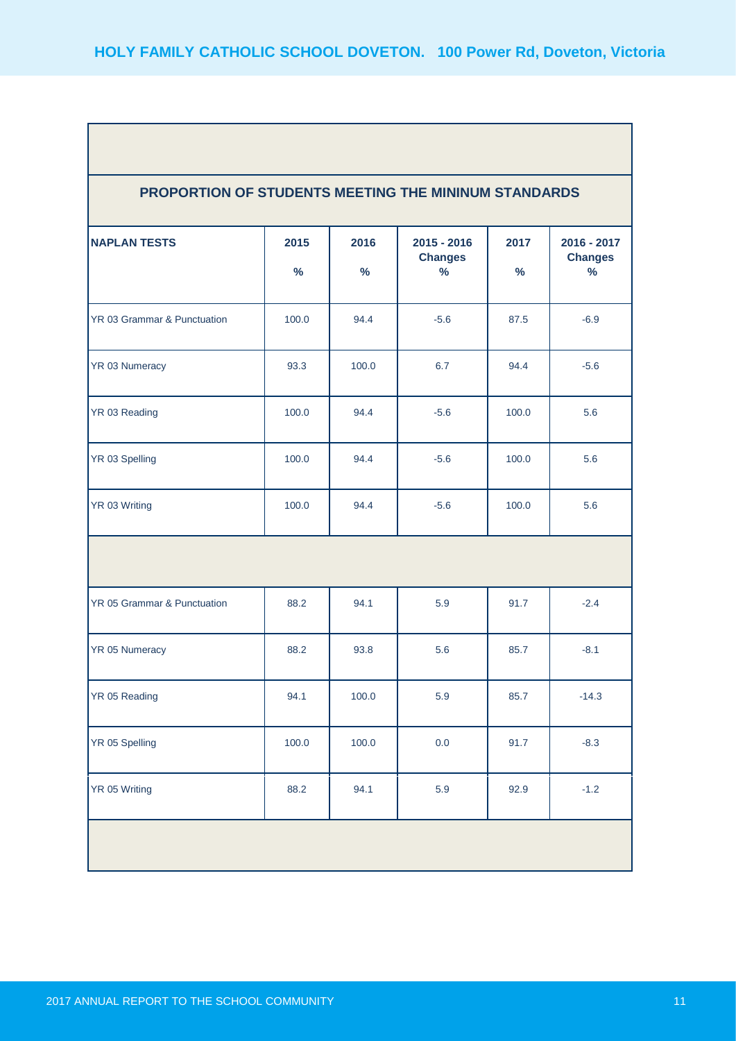# HOLY FAMILY CATHOLIC SCHOOL DOVETON. 100 Power Rd, Doveton, Victoria

## PROPORTION OF STUDENTS MEETING THE MININUM STANDARDS

| NAPLAN TESTS | 2015 % | 2016 % | 2015 - 2016 Changes % | 2017 % | 2016 - 2017 Changes % |
|---|---|---|---|---|---|
| YR 03 Grammar & Punctuation | 100.0 | 94.4 | -5.6 | 87.5 | -6.9 |
| YR 03 Numeracy | 93.3 | 100.0 | 6.7 | 94.4 | -5.6 |
| YR 03 Reading | 100.0 | 94.4 | -5.6 | 100.0 | 5.6 |
| YR 03 Spelling | 100.0 | 94.4 | -5.6 | 100.0 | 5.6 |
| YR 03 Writing | 100.0 | 94.4 | -5.6 | 100.0 | 5.6 |
| | | | | | |
| YR 05 Grammar & Punctuation | 88.2 | 94.1 | 5.9 | 91.7 | -2.4 |
| YR 05 Numeracy | 88.2 | 93.8 | 5.6 | 85.7 | -8.1 |
| YR 05 Reading | 94.1 | 100.0 | 5.9 | 85.7 | -14.3 |
| YR 05 Spelling | 100.0 | 100.0 | 0.0 | 91.7 | -8.3 |
| YR 05 Writing | 88.2 | 94.1 | 5.9 | 92.9 | -1.2 |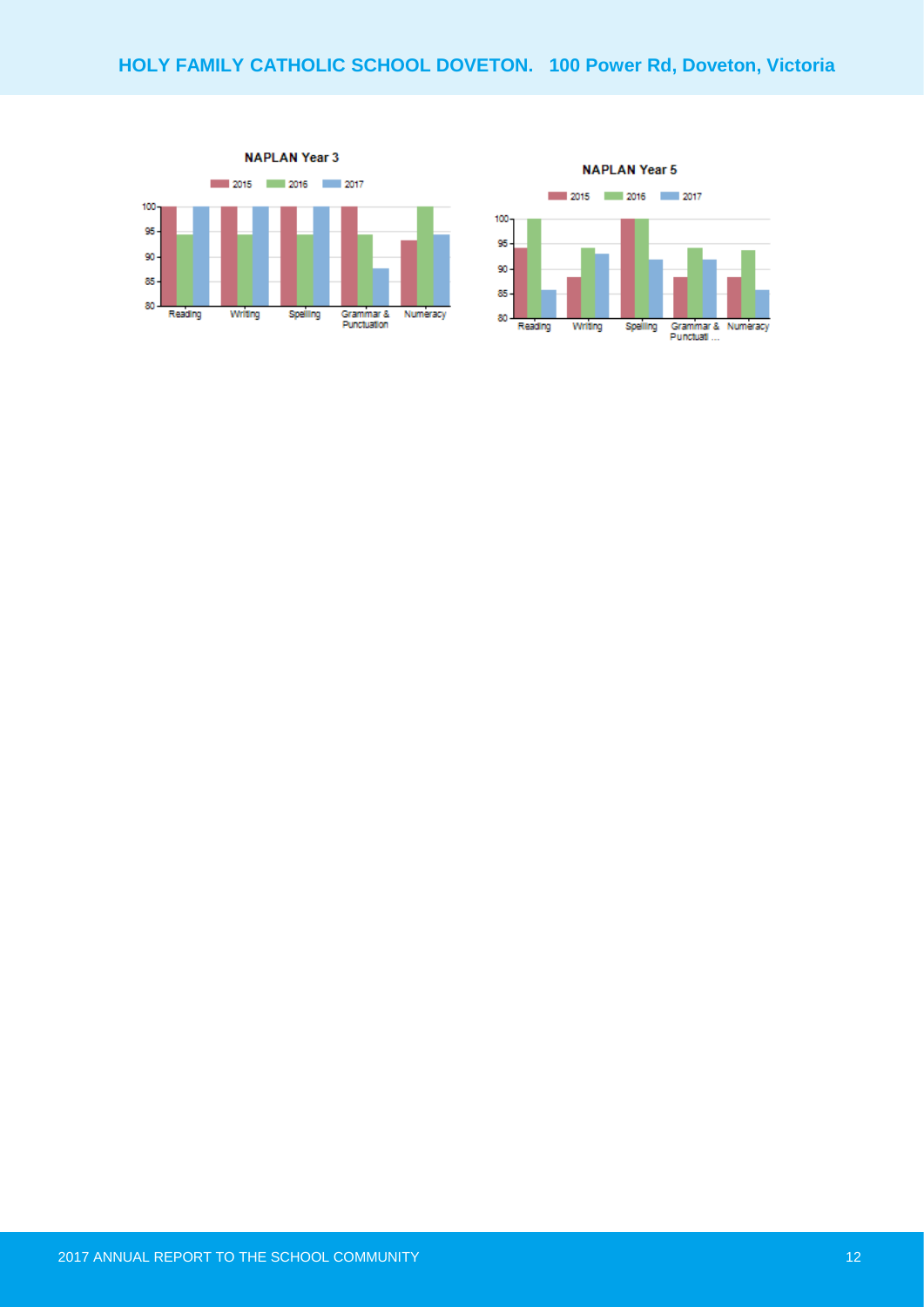**NAPLAN Year 3**

2015 | 2016 | 2017

100, 95, 90, 85, 80

Reading | Writing | Spelling | Grammar & Punctuation | Numeracy

**NAPLAN Year 5**

2015 | 2016 | 2017

100, 95, 90, 85, 80

Reading | Writing | Spelling | Grammar & Punctuati ... | Numeracy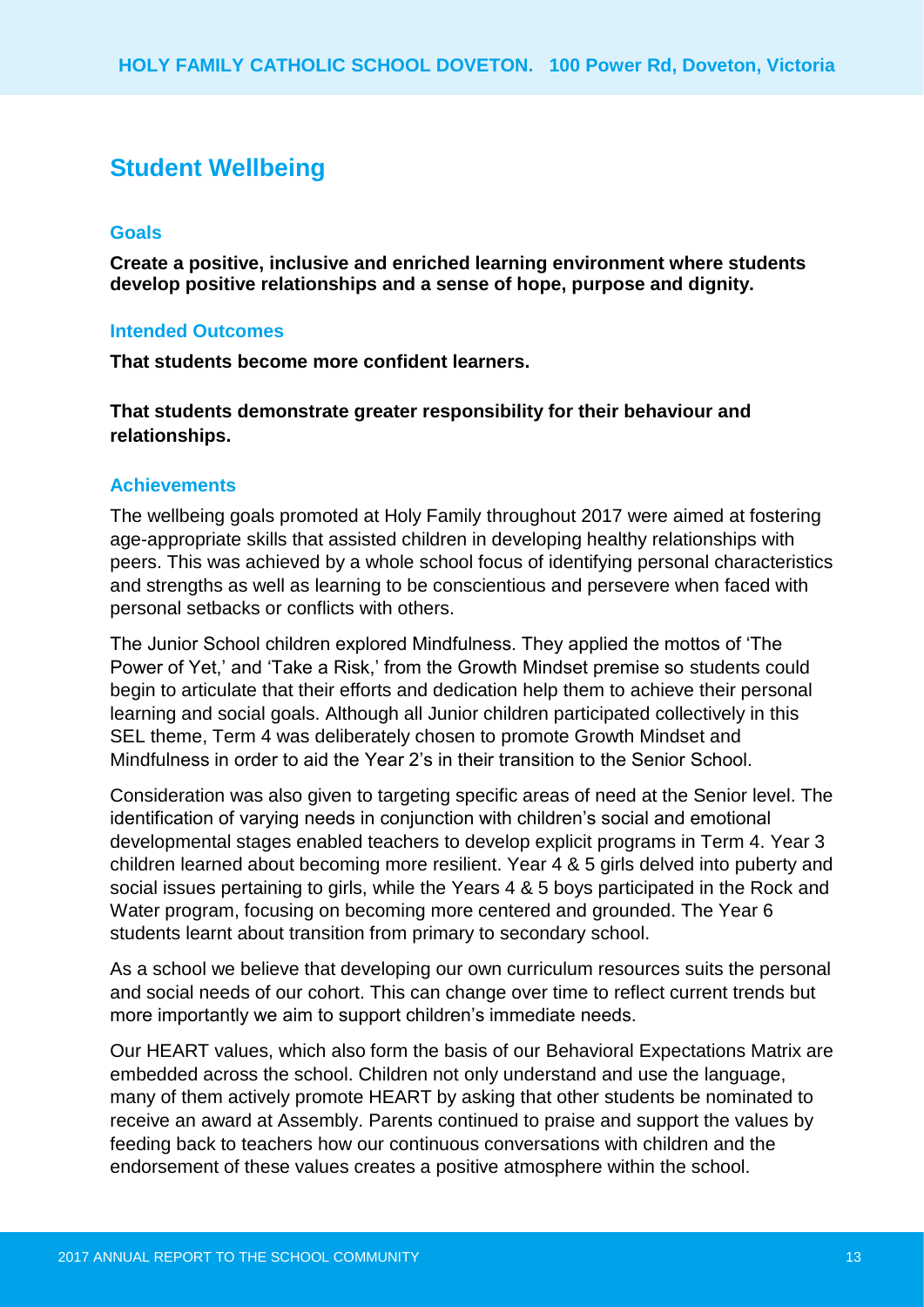## Student Wellbeing

### Goals

**Create a positive, inclusive and enriched learning environment where students develop positive relationships and a sense of hope, purpose and dignity.**

### Intended Outcomes

**That students become more confident learners.**

**That students demonstrate greater responsibility for their behaviour and relationships.**

### Achievements

The wellbeing goals promoted at Holy Family throughout 2017 were aimed at fostering age-appropriate skills that assisted children in developing healthy relationships with peers. This was achieved by a whole school focus of identifying personal characteristics and strengths as well as learning to be conscientious and persevere when faced with personal setbacks or conflicts with others.

The Junior School children explored Mindfulness. They applied the mottos of 'The Power of Yet,' and 'Take a Risk,' from the Growth Mindset premise so students could begin to articulate that their efforts and dedication help them to achieve their personal learning and social goals. Although all Junior children participated collectively in this SEL theme, Term 4 was deliberately chosen to promote Growth Mindset and Mindfulness in order to aid the Year 2's in their transition to the Senior School.

Consideration was also given to targeting specific areas of need at the Senior level. The identification of varying needs in conjunction with children's social and emotional developmental stages enabled teachers to develop explicit programs in Term 4. Year 3 children learned about becoming more resilient. Year 4 & 5 girls delved into puberty and social issues pertaining to girls, while the Years 4 & 5 boys participated in the Rock and Water program, focusing on becoming more centered and grounded. The Year 6 students learnt about transition from primary to secondary school.

As a school we believe that developing our own curriculum resources suits the personal and social needs of our cohort. This can change over time to reflect current trends but more importantly we aim to support children's immediate needs.

Our HEART values, which also form the basis of our Behavioral Expectations Matrix are embedded across the school. Children not only understand and use the language, many of them actively promote HEART by asking that other students be nominated to receive an award at Assembly. Parents continued to praise and support the values by feeding back to teachers how our continuous conversations with children and the endorsement of these values creates a positive atmosphere within the school.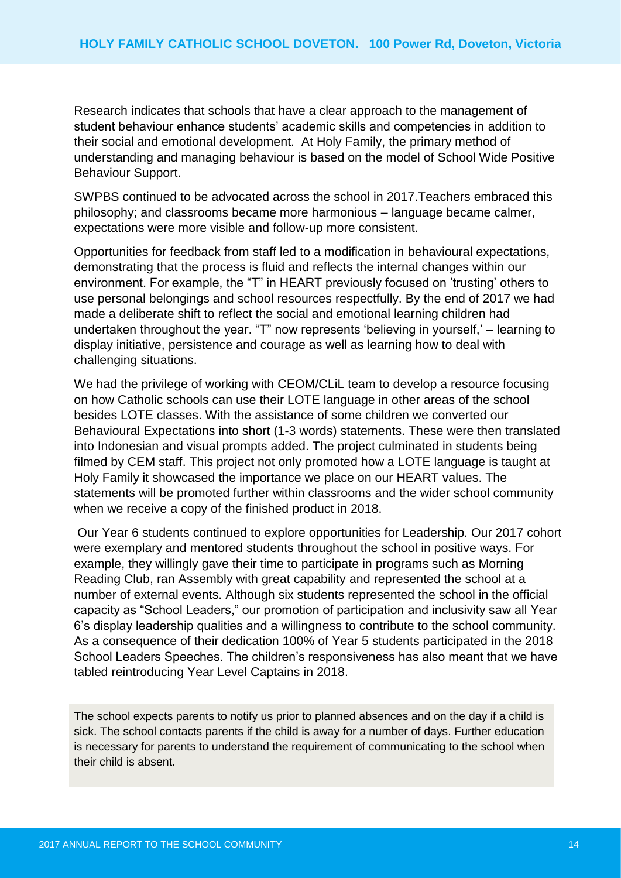Research indicates that schools that have a clear approach to the management of student behaviour enhance students' academic skills and competencies in addition to their social and emotional development. At Holy Family, the primary method of understanding and managing behaviour is based on the model of School Wide Positive Behaviour Support.

SWPBS continued to be advocated across the school in 2017.Teachers embraced this philosophy; and classrooms became more harmonious – language became calmer, expectations were more visible and follow-up more consistent.

Opportunities for feedback from staff led to a modification in behavioural expectations, demonstrating that the process is fluid and reflects the internal changes within our environment. For example, the "T" in HEART previously focused on 'trusting' others to use personal belongings and school resources respectfully. By the end of 2017 we had made a deliberate shift to reflect the social and emotional learning children had undertaken throughout the year. "T" now represents 'believing in yourself,' – learning to display initiative, persistence and courage as well as learning how to deal with challenging situations.

We had the privilege of working with CEOM/CLiL team to develop a resource focusing on how Catholic schools can use their LOTE language in other areas of the school besides LOTE classes. With the assistance of some children we converted our Behavioural Expectations into short (1-3 words) statements. These were then translated into Indonesian and visual prompts added. The project culminated in students being filmed by CEM staff. This project not only promoted how a LOTE language is taught at Holy Family it showcased the importance we place on our HEART values. The statements will be promoted further within classrooms and the wider school community when we receive a copy of the finished product in 2018.

Our Year 6 students continued to explore opportunities for Leadership. Our 2017 cohort were exemplary and mentored students throughout the school in positive ways. For example, they willingly gave their time to participate in programs such as Morning Reading Club, ran Assembly with great capability and represented the school at a number of external events. Although six students represented the school in the official capacity as "School Leaders," our promotion of participation and inclusivity saw all Year 6's display leadership qualities and a willingness to contribute to the school community. As a consequence of their dedication 100% of Year 5 students participated in the 2018 School Leaders Speeches. The children's responsiveness has also meant that we have tabled reintroducing Year Level Captains in 2018.

The school expects parents to notify us prior to planned absences and on the day if a child is sick. The school contacts parents if the child is away for a number of days. Further education is necessary for parents to understand the requirement of communicating to the school when their child is absent.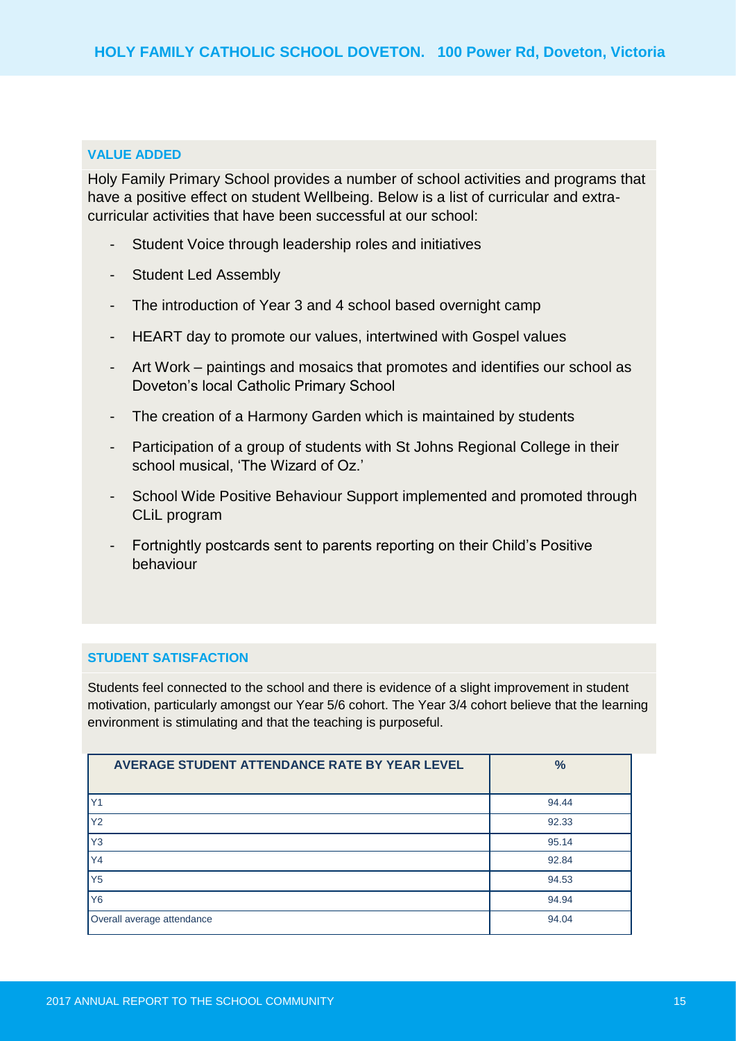## VALUE ADDED

Holy Family Primary School provides a number of school activities and programs that have a positive effect on student Wellbeing. Below is a list of curricular and extra-curricular activities that have been successful at our school:

- Student Voice through leadership roles and initiatives
- Student Led Assembly
- The introduction of Year 3 and 4 school based overnight camp
- HEART day to promote our values, intertwined with Gospel values
- Art Work – paintings and mosaics that promotes and identifies our school as Doveton's local Catholic Primary School
- The creation of a Harmony Garden which is maintained by students
- Participation of a group of students with St Johns Regional College in their school musical, 'The Wizard of Oz.'
- School Wide Positive Behaviour Support implemented and promoted through CLiL program
- Fortnightly postcards sent to parents reporting on their Child's Positive behaviour

## STUDENT SATISFACTION

Students feel connected to the school and there is evidence of a slight improvement in student motivation, particularly amongst our Year 5/6 cohort. The Year 3/4 cohort believe that the learning environment is stimulating and that the teaching is purposeful.

| AVERAGE STUDENT ATTENDANCE RATE BY YEAR LEVEL | % |
|---|---|
| Y1 | 94.44 |
| Y2 | 92.33 |
| Y3 | 95.14 |
| Y4 | 92.84 |
| Y5 | 94.53 |
| Y6 | 94.94 |
| Overall average attendance | 94.04 |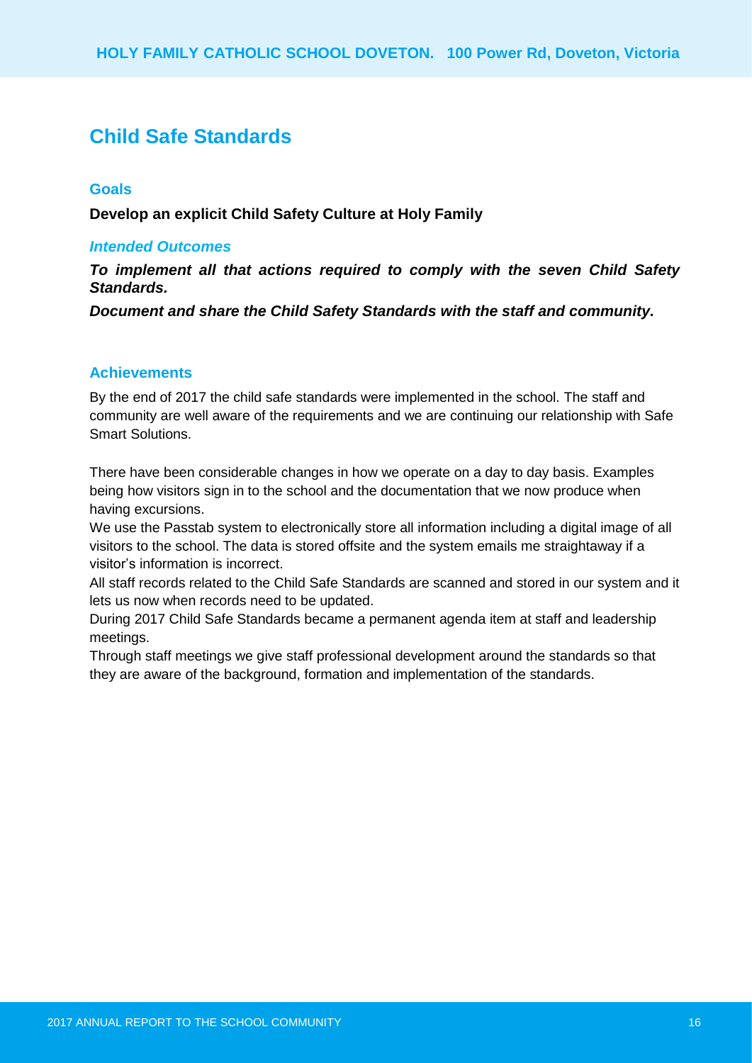## Child Safe Standards

### Goals

**Develop an explicit Child Safety Culture at Holy Family**

### *Intended Outcomes*

***To implement all that actions required to comply with the seven Child Safety Standards.***

***Document and share the Child Safety Standards with the staff and community.***

### Achievements

By the end of 2017 the child safe standards were implemented in the school. The staff and community are well aware of the requirements and we are continuing our relationship with Safe Smart Solutions.

There have been considerable changes in how we operate on a day to day basis. Examples being how visitors sign in to the school and the documentation that we now produce when having excursions.

We use the Passtab system to electronically store all information including a digital image of all visitors to the school. The data is stored offsite and the system emails me straightaway if a visitor's information is incorrect.

All staff records related to the Child Safe Standards are scanned and stored in our system and it lets us now when records need to be updated.

During 2017 Child Safe Standards became a permanent agenda item at staff and leadership meetings.

Through staff meetings we give staff professional development around the standards so that they are aware of the background, formation and implementation of the standards.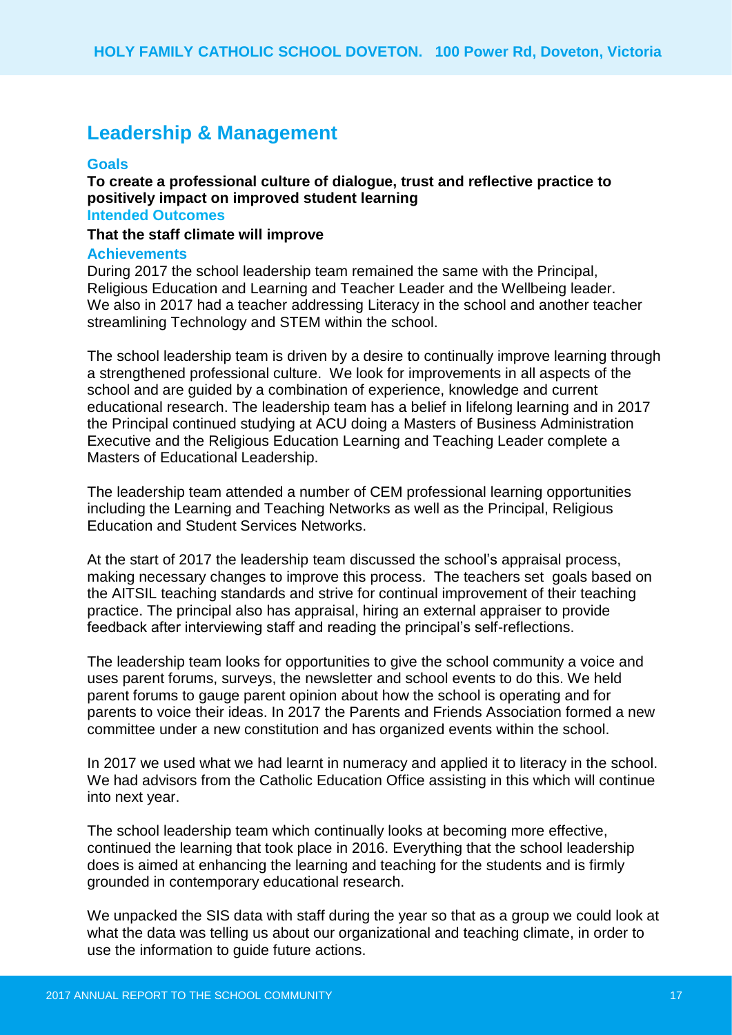## Leadership & Management

### Goals

**To create a professional culture of dialogue, trust and reflective practice to positively impact on improved student learning**

### Intended Outcomes

**That the staff climate will improve**

### Achievements

During 2017 the school leadership team remained the same with the Principal, Religious Education and Learning and Teacher Leader and the Wellbeing leader. We also in 2017 had a teacher addressing Literacy in the school and another teacher streamlining Technology and STEM within the school.

The school leadership team is driven by a desire to continually improve learning through a strengthened professional culture. We look for improvements in all aspects of the school and are guided by a combination of experience, knowledge and current educational research. The leadership team has a belief in lifelong learning and in 2017 the Principal continued studying at ACU doing a Masters of Business Administration Executive and the Religious Education Learning and Teaching Leader complete a Masters of Educational Leadership.

The leadership team attended a number of CEM professional learning opportunities including the Learning and Teaching Networks as well as the Principal, Religious Education and Student Services Networks.

At the start of 2017 the leadership team discussed the school's appraisal process, making necessary changes to improve this process. The teachers set goals based on the AITSIL teaching standards and strive for continual improvement of their teaching practice. The principal also has appraisal, hiring an external appraiser to provide feedback after interviewing staff and reading the principal's self-reflections.

The leadership team looks for opportunities to give the school community a voice and uses parent forums, surveys, the newsletter and school events to do this. We held parent forums to gauge parent opinion about how the school is operating and for parents to voice their ideas. In 2017 the Parents and Friends Association formed a new committee under a new constitution and has organized events within the school.

In 2017 we used what we had learnt in numeracy and applied it to literacy in the school. We had advisors from the Catholic Education Office assisting in this which will continue into next year.

The school leadership team which continually looks at becoming more effective, continued the learning that took place in 2016. Everything that the school leadership does is aimed at enhancing the learning and teaching for the students and is firmly grounded in contemporary educational research.

We unpacked the SIS data with staff during the year so that as a group we could look at what the data was telling us about our organizational and teaching climate, in order to use the information to guide future actions.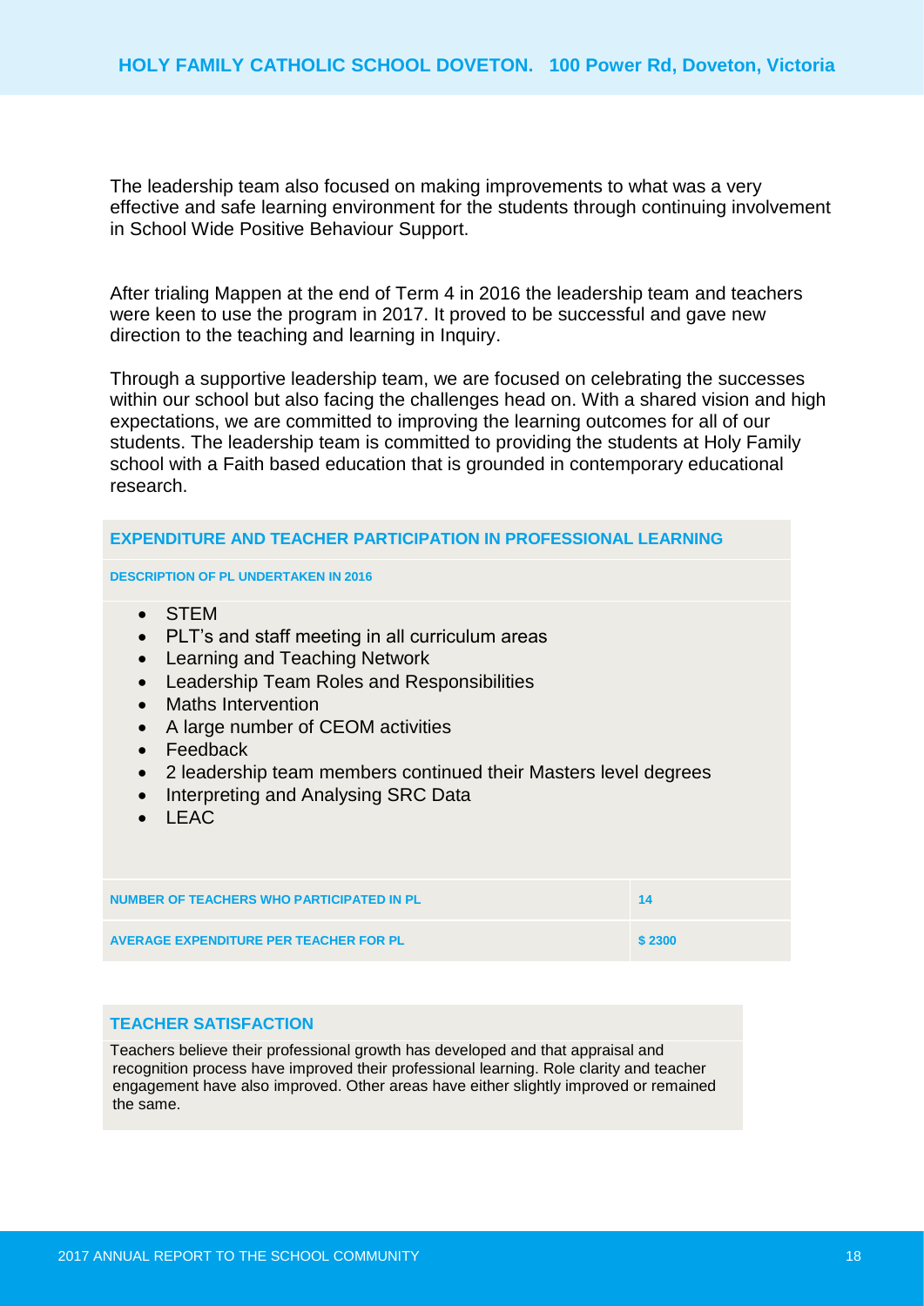The leadership team also focused on making improvements to what was a very effective and safe learning environment for the students through continuing involvement in School Wide Positive Behaviour Support.

After trialing Mappen at the end of Term 4 in 2016 the leadership team and teachers were keen to use the program in 2017. It proved to be successful and gave new direction to the teaching and learning in Inquiry.

Through a supportive leadership team, we are focused on celebrating the successes within our school but also facing the challenges head on. With a shared vision and high expectations, we are committed to improving the learning outcomes for all of our students. The leadership team is committed to providing the students at Holy Family school with a Faith based education that is grounded in contemporary educational research.

## EXPENDITURE AND TEACHER PARTICIPATION IN PROFESSIONAL LEARNING

### DESCRIPTION OF PL UNDERTAKEN IN 2016

- STEM
- PLT's and staff meeting in all curriculum areas
- Learning and Teaching Network
- Leadership Team Roles and Responsibilities
- Maths Intervention
- A large number of CEOM activities
- Feedback
- 2 leadership team members continued their Masters level degrees
- Interpreting and Analysing SRC Data
- LEAC

| | |
|---|---|
| NUMBER OF TEACHERS WHO PARTICIPATED IN PL | 14 |
| AVERAGE EXPENDITURE PER TEACHER FOR PL | $ 2300 |

## TEACHER SATISFACTION

Teachers believe their professional growth has developed and that appraisal and recognition process have improved their professional learning. Role clarity and teacher engagement have also improved. Other areas have either slightly improved or remained the same.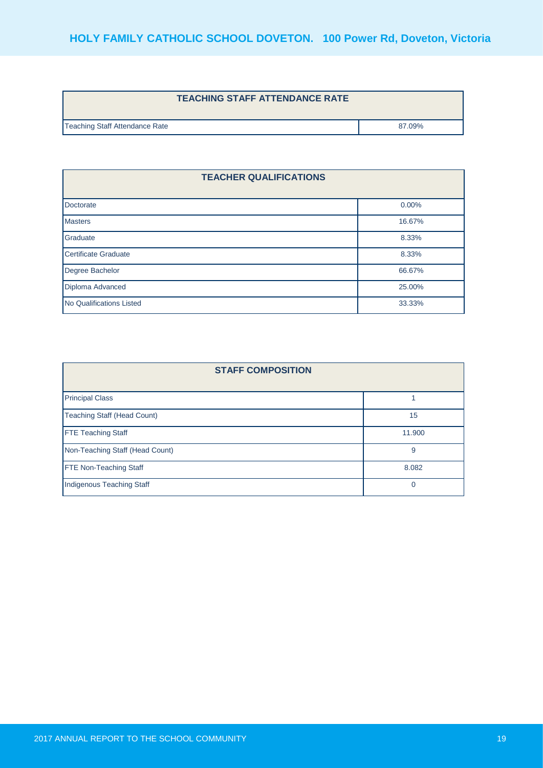| TEACHING STAFF ATTENDANCE RATE | |
|---|---|
| Teaching Staff Attendance Rate | 87.09% |

| TEACHER QUALIFICATIONS | |
|---|---|
| Doctorate | 0.00% |
| Masters | 16.67% |
| Graduate | 8.33% |
| Certificate Graduate | 8.33% |
| Degree Bachelor | 66.67% |
| Diploma Advanced | 25.00% |
| No Qualifications Listed | 33.33% |

| STAFF COMPOSITION | |
|---|---|
| Principal Class | 1 |
| Teaching Staff (Head Count) | 15 |
| FTE Teaching Staff | 11.900 |
| Non-Teaching Staff (Head Count) | 9 |
| FTE Non-Teaching Staff | 8.082 |
| Indigenous Teaching Staff | 0 |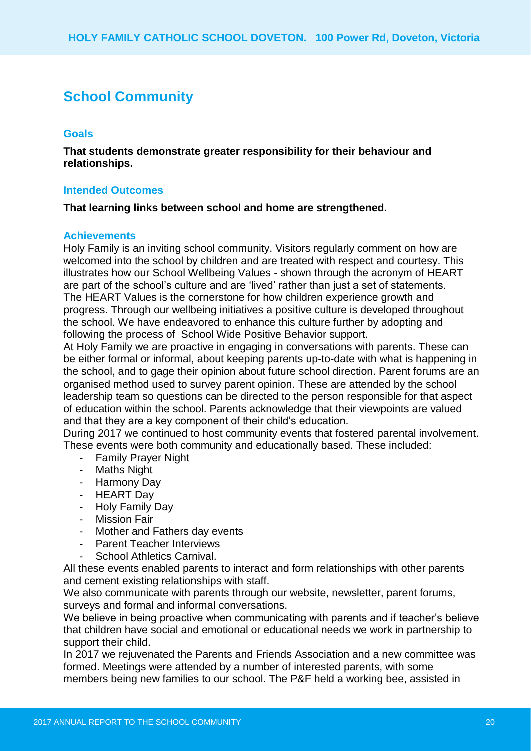## School Community

### Goals

**That students demonstrate greater responsibility for their behaviour and relationships.**

### Intended Outcomes

**That learning links between school and home are strengthened.**

### Achievements

Holy Family is an inviting school community. Visitors regularly comment on how are welcomed into the school by children and are treated with respect and courtesy. This illustrates how our School Wellbeing Values - shown through the acronym of HEART are part of the school's culture and are 'lived' rather than just a set of statements. The HEART Values is the cornerstone for how children experience growth and progress. Through our wellbeing initiatives a positive culture is developed throughout the school. We have endeavored to enhance this culture further by adopting and following the process of School Wide Positive Behavior support.

At Holy Family we are proactive in engaging in conversations with parents. These can be either formal or informal, about keeping parents up-to-date with what is happening in the school, and to gage their opinion about future school direction. Parent forums are an organised method used to survey parent opinion. These are attended by the school leadership team so questions can be directed to the person responsible for that aspect of education within the school. Parents acknowledge that their viewpoints are valued and that they are a key component of their child's education.

During 2017 we continued to host community events that fostered parental involvement. These events were both community and educationally based. These included:

- Family Prayer Night
- Maths Night
- Harmony Day
- HEART Day
- Holy Family Day
- Mission Fair
- Mother and Fathers day events
- Parent Teacher Interviews
- School Athletics Carnival.

All these events enabled parents to interact and form relationships with other parents and cement existing relationships with staff.

We also communicate with parents through our website, newsletter, parent forums, surveys and formal and informal conversations.

We believe in being proactive when communicating with parents and if teacher's believe that children have social and emotional or educational needs we work in partnership to support their child.

In 2017 we rejuvenated the Parents and Friends Association and a new committee was formed. Meetings were attended by a number of interested parents, with some members being new families to our school. The P&F held a working bee, assisted in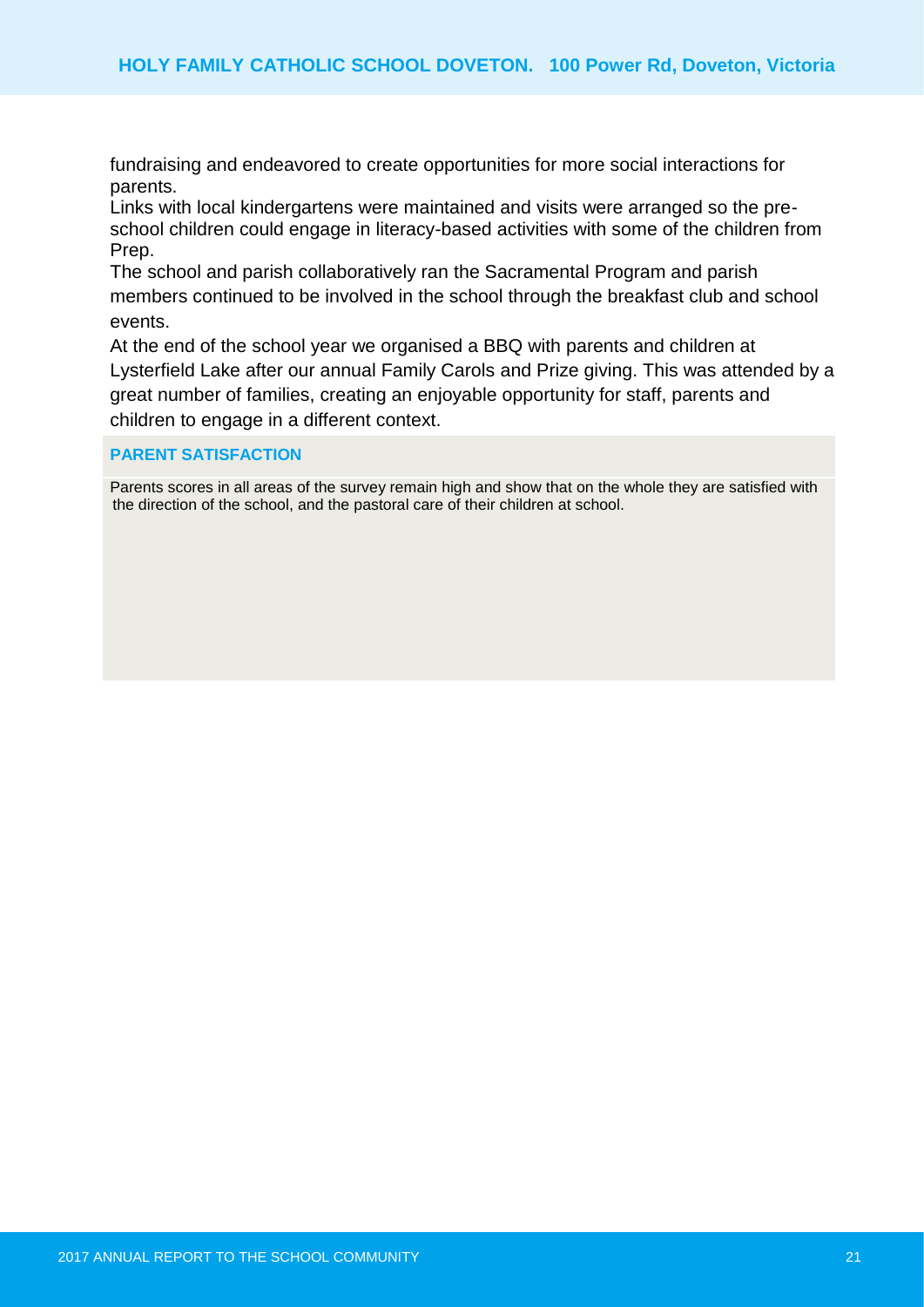fundraising and endeavored to create opportunities for more social interactions for parents.

Links with local kindergartens were maintained and visits were arranged so the pre-school children could engage in literacy-based activities with some of the children from Prep.

The school and parish collaboratively ran the Sacramental Program and parish members continued to be involved in the school through the breakfast club and school events.

At the end of the school year we organised a BBQ with parents and children at Lysterfield Lake after our annual Family Carols and Prize giving. This was attended by a great number of families, creating an enjoyable opportunity for staff, parents and children to engage in a different context.

## PARENT SATISFACTION

Parents scores in all areas of the survey remain high and show that on the whole they are satisfied with the direction of the school, and the pastoral care of their children at school.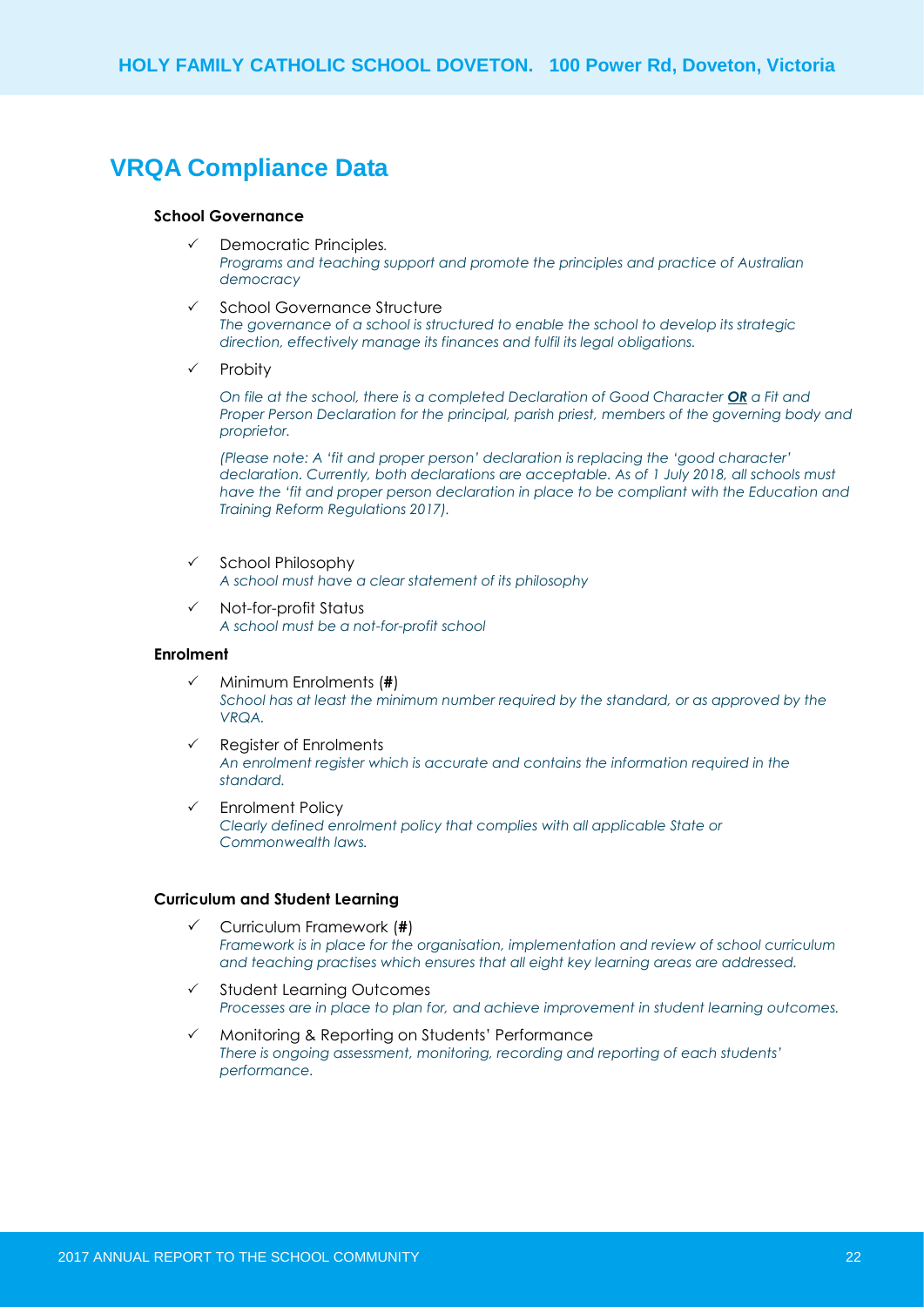## VRQA Compliance Data

**School Governance**

- ✓ Democratic Principles.
  *Programs and teaching support and promote the principles and practice of Australian democracy*
- ✓ School Governance Structure
  *The governance of a school is structured to enable the school to develop its strategic direction, effectively manage its finances and fulfil its legal obligations.*
- ✓ Probity

  *On file at the school, there is a completed Declaration of Good Character **OR** a Fit and Proper Person Declaration for the principal, parish priest, members of the governing body and proprietor.*

  *(Please note: A 'fit and proper person' declaration is replacing the 'good character' declaration. Currently, both declarations are acceptable. As of 1 July 2018, all schools must have the 'fit and proper person declaration in place to be compliant with the Education and Training Reform Regulations 2017).*
- ✓ School Philosophy
  *A school must have a clear statement of its philosophy*
- ✓ Not-for-profit Status
  *A school must be a not-for-profit school*

**Enrolment**

- ✓ Minimum Enrolments (**#**)
  *School has at least the minimum number required by the standard, or as approved by the VRQA.*
- ✓ Register of Enrolments
  *An enrolment register which is accurate and contains the information required in the standard.*
- ✓ Enrolment Policy
  *Clearly defined enrolment policy that complies with all applicable State or Commonwealth laws.*

**Curriculum and Student Learning**

- ✓ Curriculum Framework (**#**)
  *Framework is in place for the organisation, implementation and review of school curriculum and teaching practises which ensures that all eight key learning areas are addressed.*
- ✓ Student Learning Outcomes
  *Processes are in place to plan for, and achieve improvement in student learning outcomes.*
- ✓ Monitoring & Reporting on Students' Performance
  *There is ongoing assessment, monitoring, recording and reporting of each students' performance.*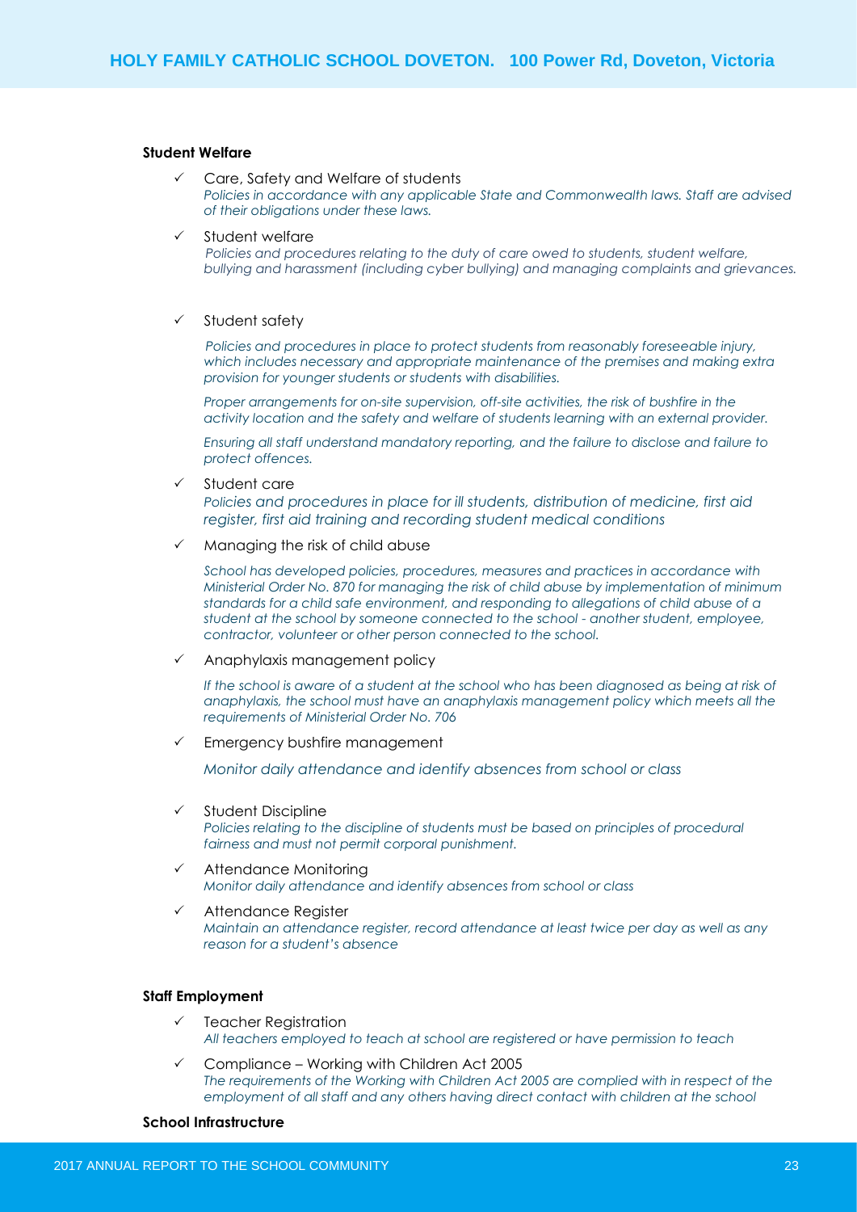### Student Welfare

- ✓ Care, Safety and Welfare of students
  *Policies in accordance with any applicable State and Commonwealth laws. Staff are advised of their obligations under these laws.*

- ✓ Student welfare
  *Policies and procedures relating to the duty of care owed to students, student welfare, bullying and harassment (including cyber bullying) and managing complaints and grievances.*

- ✓ Student safety

  *Policies and procedures in place to protect students from reasonably foreseeable injury, which includes necessary and appropriate maintenance of the premises and making extra provision for younger students or students with disabilities.*

  *Proper arrangements for on-site supervision, off-site activities, the risk of bushfire in the activity location and the safety and welfare of students learning with an external provider.*

  *Ensuring all staff understand mandatory reporting, and the failure to disclose and failure to protect offences.*

- ✓ Student care
  *Policies and procedures in place for ill students, distribution of medicine, first aid register, first aid training and recording student medical conditions*

- ✓ Managing the risk of child abuse

  *School has developed policies, procedures, measures and practices in accordance with Ministerial Order No. 870 for managing the risk of child abuse by implementation of minimum standards for a child safe environment, and responding to allegations of child abuse of a student at the school by someone connected to the school - another student, employee, contractor, volunteer or other person connected to the school.*

- ✓ Anaphylaxis management policy

  *If the school is aware of a student at the school who has been diagnosed as being at risk of anaphylaxis, the school must have an anaphylaxis management policy which meets all the requirements of Ministerial Order No. 706*

- ✓ Emergency bushfire management

  *Monitor daily attendance and identify absences from school or class*

- ✓ Student Discipline
  *Policies relating to the discipline of students must be based on principles of procedural fairness and must not permit corporal punishment.*

- ✓ Attendance Monitoring
  *Monitor daily attendance and identify absences from school or class*

- ✓ Attendance Register
  *Maintain an attendance register, record attendance at least twice per day as well as any reason for a student's absence*

### Staff Employment

- ✓ Teacher Registration
  *All teachers employed to teach at school are registered or have permission to teach*

- ✓ Compliance – Working with Children Act 2005
  *The requirements of the Working with Children Act 2005 are complied with in respect of the employment of all staff and any others having direct contact with children at the school*

### School Infrastructure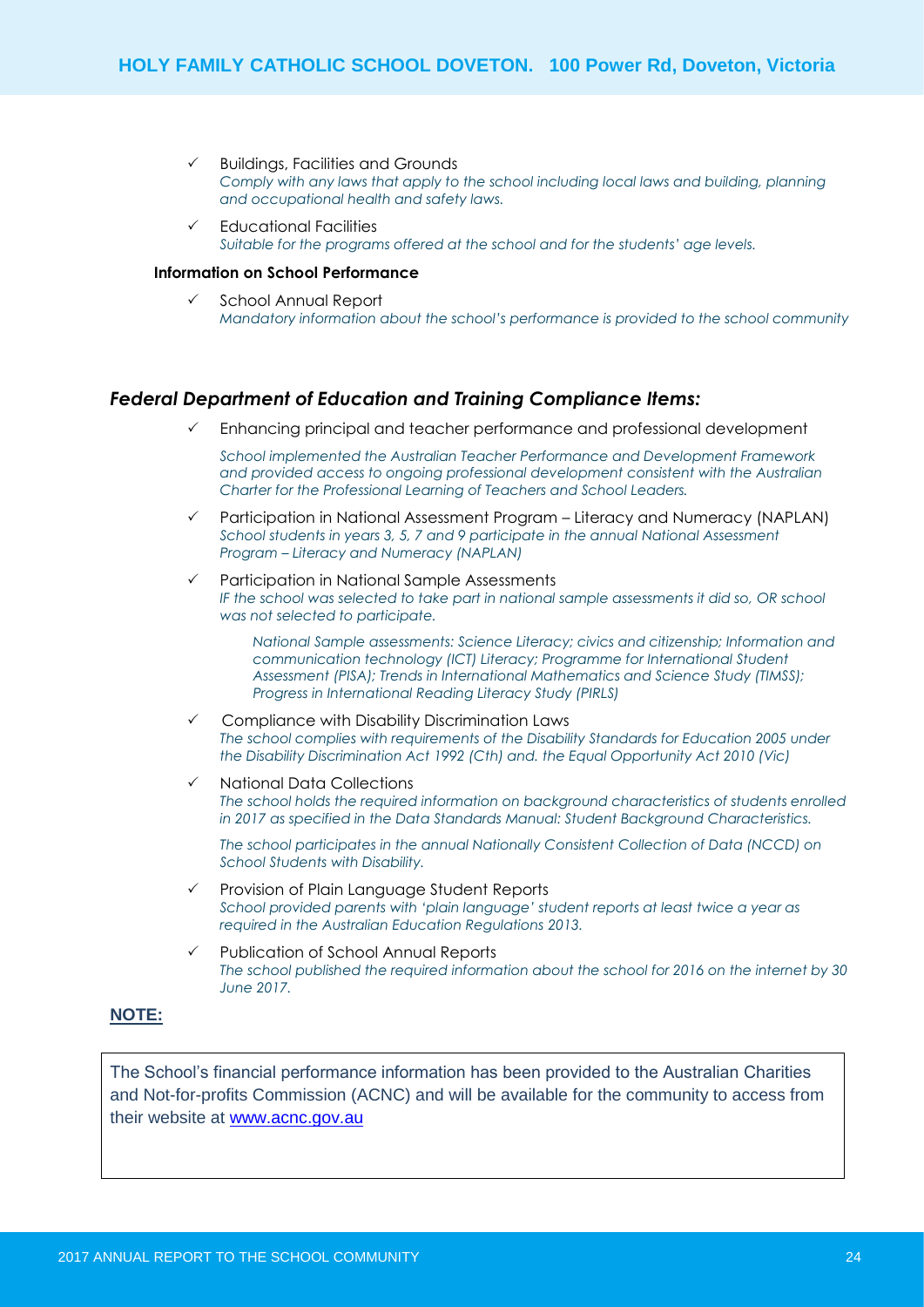- ✓ Buildings, Facilities and Grounds
  *Comply with any laws that apply to the school including local laws and building, planning and occupational health and safety laws.*
- ✓ Educational Facilities
  *Suitable for the programs offered at the school and for the students' age levels.*

**Information on School Performance**

- ✓ School Annual Report
  *Mandatory information about the school's performance is provided to the school community*

### *Federal Department of Education and Training Compliance Items:*

- ✓ Enhancing principal and teacher performance and professional development

  *School implemented the Australian Teacher Performance and Development Framework and provided access to ongoing professional development consistent with the Australian Charter for the Professional Learning of Teachers and School Leaders.*
- ✓ Participation in National Assessment Program – Literacy and Numeracy (NAPLAN)
  *School students in years 3, 5, 7 and 9 participate in the annual National Assessment Program – Literacy and Numeracy (NAPLAN)*
- ✓ Participation in National Sample Assessments
  *IF the school was selected to take part in national sample assessments it did so, OR school was not selected to participate.*

  *National Sample assessments: Science Literacy; civics and citizenship; Information and communication technology (ICT) Literacy; Programme for International Student Assessment (PISA); Trends in International Mathematics and Science Study (TIMSS); Progress in International Reading Literacy Study (PIRLS)*
- ✓ Compliance with Disability Discrimination Laws
  *The school complies with requirements of the Disability Standards for Education 2005 under the Disability Discrimination Act 1992 (Cth) and. the Equal Opportunity Act 2010 (Vic)*
- ✓ National Data Collections
  *The school holds the required information on background characteristics of students enrolled in 2017 as specified in the Data Standards Manual: Student Background Characteristics.*

  *The school participates in the annual Nationally Consistent Collection of Data (NCCD) on School Students with Disability.*
- ✓ Provision of Plain Language Student Reports
  *School provided parents with 'plain language' student reports at least twice a year as required in the Australian Education Regulations 2013.*
- ✓ Publication of School Annual Reports
  *The school published the required information about the school for 2016 on the internet by 30 June 2017.*

**NOTE:**

The School's financial performance information has been provided to the Australian Charities and Not-for-profits Commission (ACNC) and will be available for the community to access from their website at www.acnc.gov.au